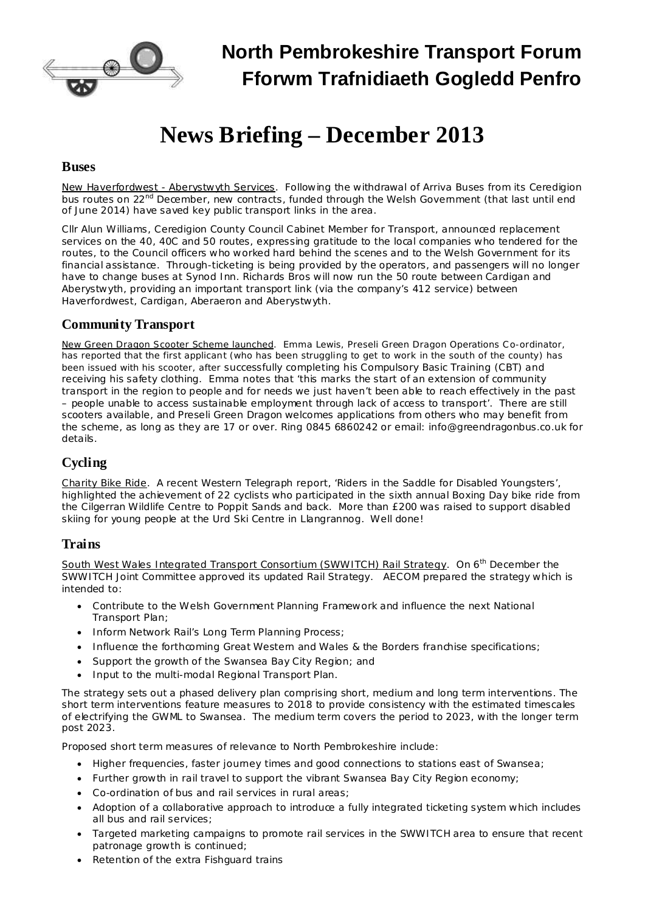# North Pembrokeshire Transport Forum
# Fforwm Trafnidiaeth Gogledd Penfro

# News Briefing – December 2013

## Buses

New Haverfordwest - Aberystwyth Services. Following the withdrawal of Arriva Buses from its Ceredigion bus routes on 22nd December, new contracts, funded through the Welsh Government (that last until end of June 2014) have saved key public transport links in the area.

Cllr Alun Williams, Ceredigion County Council Cabinet Member for Transport, announced replacement services on the 40, 40C and 50 routes, expressing gratitude to the local companies who tendered for the routes, to the Council officers who worked hard behind the scenes and to the Welsh Government for its financial assistance. Through-ticketing is being provided by the operators, and passengers will no longer have to change buses at Synod Inn. Richards Bros will now run the 50 route between Cardigan and Aberystwyth, providing an important transport link (via the company's 412 service) between Haverfordwest, Cardigan, Aberaeron and Aberystwyth.

## Community Transport

New Green Dragon Scooter Scheme launched. Emma Lewis, Preseli Green Dragon Operations Co-ordinator, has reported that the first applicant (who has been struggling to get to work in the south of the county) has been issued with his scooter, after successfully completing his Compulsory Basic Training (CBT) and receiving his safety clothing. Emma notes that 'this marks the start of an extension of community transport in the region to people and for needs we just haven't been able to reach effectively in the past – people unable to access sustainable employment through lack of access to transport'. There are still scooters available, and Preseli Green Dragon welcomes applications from others who may benefit from the scheme, as long as they are 17 or over. Ring 0845 6860242 or email: info@greendragonbus.co.uk for details.

## Cycling

Charity Bike Ride. A recent Western Telegraph report, 'Riders in the Saddle for Disabled Youngsters', highlighted the achievement of 22 cyclists who participated in the sixth annual Boxing Day bike ride from the Cilgerran Wildlife Centre to Poppit Sands and back. More than £200 was raised to support disabled skiing for young people at the Urd Ski Centre in Llangrannog. Well done!

## Trains

South West Wales Integrated Transport Consortium (SWWITCH) Rail Strategy. On 6th December the SWWITCH Joint Committee approved its updated Rail Strategy. AECOM prepared the strategy which is intended to:

- Contribute to the Welsh Government Planning Framework and influence the next National Transport Plan;
- Inform Network Rail's Long Term Planning Process;
- Influence the forthcoming Great Western and Wales & the Borders franchise specifications;
- Support the growth of the Swansea Bay City Region; and
- Input to the multi-modal Regional Transport Plan.

The strategy sets out a phased delivery plan comprising short, medium and long term interventions. The short term interventions feature measures to 2018 to provide consistency with the estimated timescales of electrifying the GWML to Swansea. The medium term covers the period to 2023, with the longer term post 2023.

Proposed short term measures of relevance to North Pembrokeshire include:

- Higher frequencies, faster journey times and good connections to stations east of Swansea;
- Further growth in rail travel to support the vibrant Swansea Bay City Region economy;
- Co-ordination of bus and rail services in rural areas;
- Adoption of a collaborative approach to introduce a fully integrated ticketing system which includes all bus and rail services;
- Targeted marketing campaigns to promote rail services in the SWWITCH area to ensure that recent patronage growth is continued;
- Retention of the extra Fishguard trains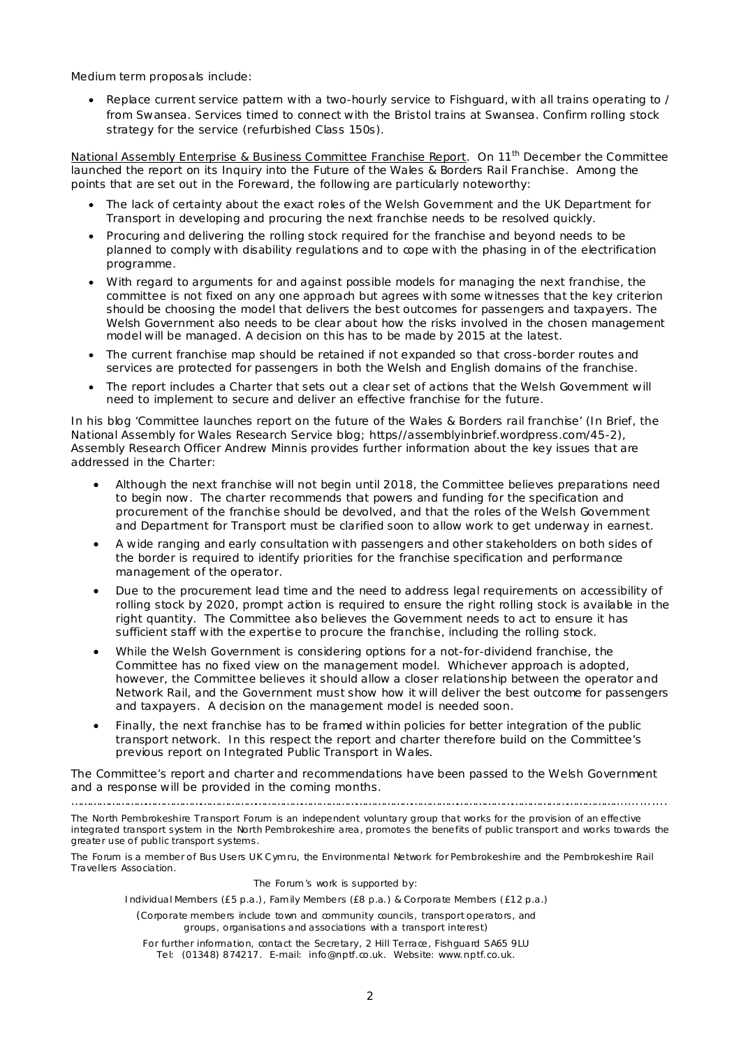Medium term proposals include:

- Replace current service pattern with a two-hourly service to Fishguard, with all trains operating to / from Swansea. Services timed to connect with the Bristol trains at Swansea. Confirm rolling stock strategy for the service (refurbished Class 150s).

National Assembly Enterprise & Business Committee Franchise Report. On 11th December the Committee launched the report on its Inquiry into the Future of the Wales & Borders Rail Franchise. Among the points that are set out in the Foreward, the following are particularly noteworthy:

- The lack of certainty about the exact roles of the Welsh Government and the UK Department for Transport in developing and procuring the next franchise needs to be resolved quickly.
- Procuring and delivering the rolling stock required for the franchise and beyond needs to be planned to comply with disability regulations and to cope with the phasing in of the electrification programme.
- With regard to arguments for and against possible models for managing the next franchise, the committee is not fixed on any one approach but agrees with some witnesses that the key criterion should be choosing the model that delivers the best outcomes for passengers and taxpayers. The Welsh Government also needs to be clear about how the risks involved in the chosen management model will be managed. A decision on this has to be made by 2015 at the latest.
- The current franchise map should be retained if not expanded so that cross-border routes and services are protected for passengers in both the Welsh and English domains of the franchise.
- The report includes a Charter that sets out a clear set of actions that the Welsh Government will need to implement to secure and deliver an effective franchise for the future.

In his blog 'Committee launches report on the future of the Wales & Borders rail franchise' (In Brief, the National Assembly for Wales Research Service blog; https//assemblyinbrief.wordpress.com/45-2), Assembly Research Officer Andrew Minnis provides further information about the key issues that are addressed in the Charter:

- Although the next franchise will not begin until 2018, the Committee believes preparations need to begin now. The charter recommends that powers and funding for the specification and procurement of the franchise should be devolved, and that the roles of the Welsh Government and Department for Transport must be clarified soon to allow work to get underway in earnest.
- A wide ranging and early consultation with passengers and other stakeholders on both sides of the border is required to identify priorities for the franchise specification and performance management of the operator.
- Due to the procurement lead time and the need to address legal requirements on accessibility of rolling stock by 2020, prompt action is required to ensure the right rolling stock is available in the right quantity. The Committee also believes the Government needs to act to ensure it has sufficient staff with the expertise to procure the franchise, including the rolling stock.
- While the Welsh Government is considering options for a not-for-dividend franchise, the Committee has no fixed view on the management model. Whichever approach is adopted, however, the Committee believes it should allow a closer relationship between the operator and Network Rail, and the Government must show how it will deliver the best outcome for passengers and taxpayers. A decision on the management model is needed soon.
- Finally, the next franchise has to be framed within policies for better integration of the public transport network. In this respect the report and charter therefore build on the Committee's previous report on Integrated Public Transport in Wales.

The Committee's report and charter and recommendations have been passed to the Welsh Government and a response will be provided in the coming months.

…………………………………………………………………………………………………………………………………………

The North Pembrokeshire Transport Forum is an independent voluntary group that works for the provision of an effective integrated transport system in the North Pembrokeshire area, promotes the benefits of public transport and works towards the greater use of public transport systems.

The Forum is a member of Bus Users UK Cymru, the Environmental Network for Pembrokeshire and the Pembrokeshire Rail Travellers Association.

The Forum's work is supported by:

Individual Members (£5 p.a.), Family Members (£8 p.a.) & Corporate Members (£12 p.a.)

(Corporate members include town and community councils, transport operators, and groups, organisations and associations with a transport interest)

For further information, contact the Secretary, 2 Hill Terrace, Fishguard SA65 9LU
Tel: (01348) 874217. E-mail: info@nptf.co.uk. Website: www.nptf.co.uk.